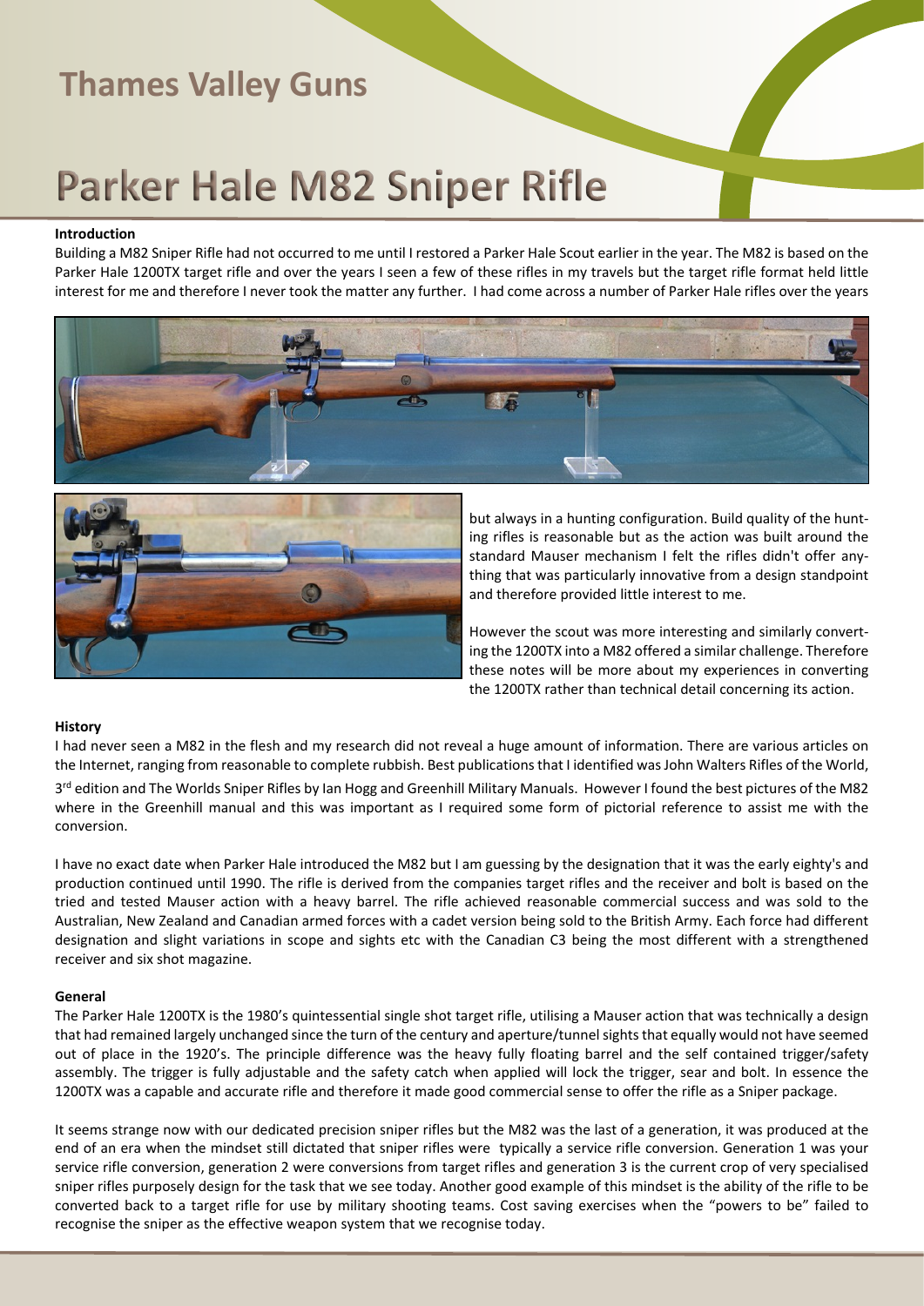Thames Valley Guns

# Parker Hale M82 Sniper Rifle

### Introduction

Building a M82 Sniper Rifle had not occurred to me until I restored a Parker Hale Scout earlier in the year. The M82 is based on the Parker Hale 1200TX target rifle and over the years I seen a few of these rifles in my travels but the target rifle format held little interest for me and therefore I never took the matter any further. I had come across a number of Parker Hale rifles over the years but always in a hunting configuration. Build quality of the hunting rifles is reasonable but as the action was built around the standard Mauser mechanism I felt the rifles didn't offer anything that was particularly innovative from a design standpoint and therefore provided little interest to me.

However the scout was more interesting and similarly converting the 1200TX into a M82 offered a similar challenge. Therefore these notes will be more about my experiences in converting the 1200TX rather than technical detail concerning its action.

### History

I had never seen a M82 in the flesh and my research did not reveal a huge amount of information. There are various articles on the Internet, ranging from reasonable to complete rubbish. Best publications that I identified was John Walters Rifles of the World, 3rd edition and The Worlds Sniper Rifles by Ian Hogg and Greenhill Military Manuals. However I found the best pictures of the M82 where in the Greenhill manual and this was important as I required some form of pictorial reference to assist me with the conversion.

I have no exact date when Parker Hale introduced the M82 but I am guessing by the designation that it was the early eighty's and production continued until 1990. The rifle is derived from the companies target rifles and the receiver and bolt is based on the tried and tested Mauser action with a heavy barrel. The rifle achieved reasonable commercial success and was sold to the Australian, New Zealand and Canadian armed forces with a cadet version being sold to the British Army. Each force had different designation and slight variations in scope and sights etc with the Canadian C3 being the most different with a strengthened receiver and six shot magazine.

### General

The Parker Hale 1200TX is the 1980's quintessential single shot target rifle, utilising a Mauser action that was technically a design that had remained largely unchanged since the turn of the century and aperture/tunnel sights that equally would not have seemed out of place in the 1920's. The principle difference was the heavy fully floating barrel and the self contained trigger/safety assembly. The trigger is fully adjustable and the safety catch when applied will lock the trigger, sear and bolt. In essence the 1200TX was a capable and accurate rifle and therefore it made good commercial sense to offer the rifle as a Sniper package.

It seems strange now with our dedicated precision sniper rifles but the M82 was the last of a generation, it was produced at the end of an era when the mindset still dictated that sniper rifles were typically a service rifle conversion. Generation 1 was your service rifle conversion, generation 2 were conversions from target rifles and generation 3 is the current crop of very specialised sniper rifles purposely design for the task that we see today. Another good example of this mindset is the ability of the rifle to be converted back to a target rifle for use by military shooting teams. Cost saving exercises when the "powers to be" failed to recognise the sniper as the effective weapon system that we recognise today.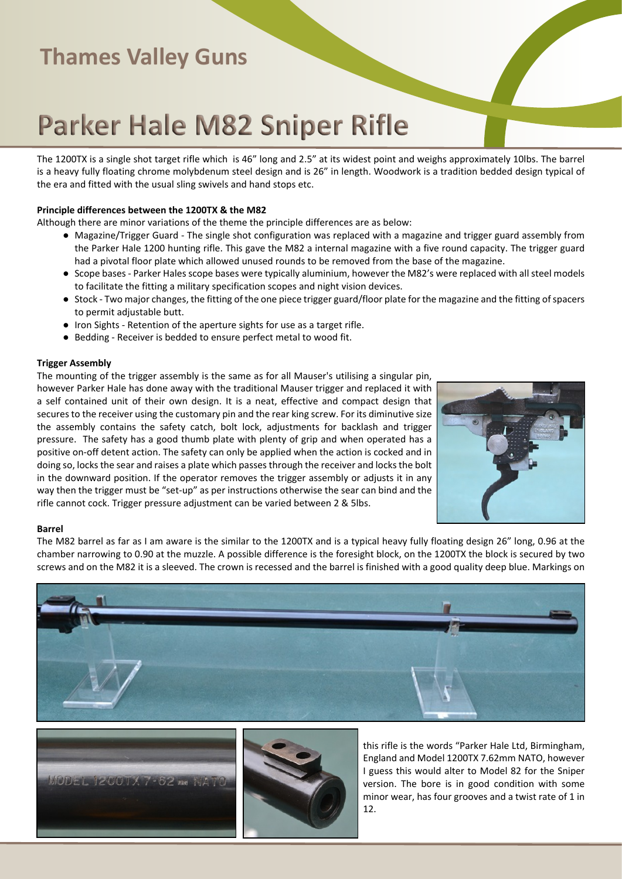# Parker Hale M82 Sniper Rifle

The 1200TX is a single shot target rifle which is 46" long and 2.5" at its widest point and weighs approximately 10lbs. The barrel is a heavy fully floating chrome molybdenum steel design and is 26" in length. Woodwork is a tradition bedded design typical of the era and fitted with the usual sling swivels and hand stops etc.

**Principle differences between the 1200TX & the M82**

Although there are minor variations of the theme the principle differences are as below:

- Magazine/Trigger Guard - The single shot configuration was replaced with a magazine and trigger guard assembly from the Parker Hale 1200 hunting rifle. This gave the M82 a internal magazine with a five round capacity. The trigger guard had a pivotal floor plate which allowed unused rounds to be removed from the base of the magazine.
- Scope bases - Parker Hales scope bases were typically aluminium, however the M82's were replaced with all steel models to facilitate the fitting a military specification scopes and night vision devices.
- Stock - Two major changes, the fitting of the one piece trigger guard/floor plate for the magazine and the fitting of spacers to permit adjustable butt.
- Iron Sights - Retention of the aperture sights for use as a target rifle.
- Bedding - Receiver is bedded to ensure perfect metal to wood fit.

**Trigger Assembly**

The mounting of the trigger assembly is the same as for all Mauser's utilising a singular pin, however Parker Hale has done away with the traditional Mauser trigger and replaced it with a self contained unit of their own design. It is a neat, effective and compact design that secures to the receiver using the customary pin and the rear king screw. For its diminutive size the assembly contains the safety catch, bolt lock, adjustments for backlash and trigger pressure. The safety has a good thumb plate with plenty of grip and when operated has a positive on-off detent action. The safety can only be applied when the action is cocked and in doing so, locks the sear and raises a plate which passes through the receiver and locks the bolt in the downward position. If the operator removes the trigger assembly or adjusts it in any way then the trigger must be "set-up" as per instructions otherwise the sear can bind and the rifle cannot cock. Trigger pressure adjustment can be varied between 2 & 5lbs.

**Barrel**

The M82 barrel as far as I am aware is the similar to the 1200TX and is a typical heavy fully floating design 26" long, 0.96 at the chamber narrowing to 0.90 at the muzzle. A possible difference is the foresight block, on the 1200TX the block is secured by two screws and on the M82 it is a sleeved. The crown is recessed and the barrel is finished with a good quality deep blue. Markings on this rifle is the words "Parker Hale Ltd, Birmingham, England and Model 1200TX 7.62mm NATO, however I guess this would alter to Model 82 for the Sniper version. The bore is in good condition with some minor wear, has four grooves and a twist rate of 1 in 12.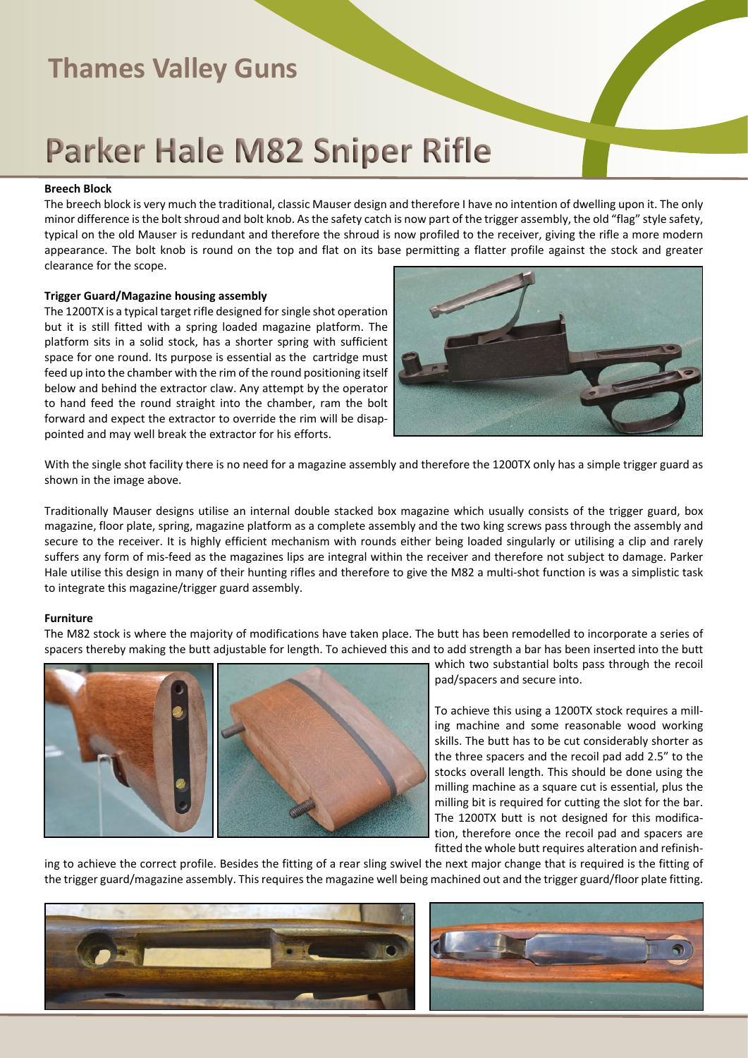# Parker Hale M82 Sniper Rifle

**Breech Block**

The breech block is very much the traditional, classic Mauser design and therefore I have no intention of dwelling upon it. The only minor difference is the bolt shroud and bolt knob. As the safety catch is now part of the trigger assembly, the old "flag" style safety, typical on the old Mauser is redundant and therefore the shroud is now profiled to the receiver, giving the rifle a more modern appearance. The bolt knob is round on the top and flat on its base permitting a flatter profile against the stock and greater clearance for the scope.

**Trigger Guard/Magazine housing assembly**

The 1200TX is a typical target rifle designed for single shot operation but it is still fitted with a spring loaded magazine platform. The platform sits in a solid stock, has a shorter spring with sufficient space for one round. Its purpose is essential as the cartridge must feed up into the chamber with the rim of the round positioning itself below and behind the extractor claw. Any attempt by the operator to hand feed the round straight into the chamber, ram the bolt forward and expect the extractor to override the rim will be disappointed and may well break the extractor for his efforts.

With the single shot facility there is no need for a magazine assembly and therefore the 1200TX only has a simple trigger guard as shown in the image above.

Traditionally Mauser designs utilise an internal double stacked box magazine which usually consists of the trigger guard, box magazine, floor plate, spring, magazine platform as a complete assembly and the two king screws pass through the assembly and secure to the receiver. It is highly efficient mechanism with rounds either being loaded singularly or utilising a clip and rarely suffers any form of mis-feed as the magazines lips are integral within the receiver and therefore not subject to damage. Parker Hale utilise this design in many of their hunting rifles and therefore to give the M82 a multi-shot function is was a simplistic task to integrate this magazine/trigger guard assembly.

**Furniture**

The M82 stock is where the majority of modifications have taken place. The butt has been remodelled to incorporate a series of spacers thereby making the butt adjustable for length. To achieved this and to add strength a bar has been inserted into the butt which two substantial bolts pass through the recoil pad/spacers and secure into.

To achieve this using a 1200TX stock requires a milling machine and some reasonable wood working skills. The butt has to be cut considerably shorter as the three spacers and the recoil pad add 2.5" to the stocks overall length. This should be done using the milling machine as a square cut is essential, plus the milling bit is required for cutting the slot for the bar. The 1200TX butt is not designed for this modification, therefore once the recoil pad and spacers are fitted the whole butt requires alteration and refinishing to achieve the correct profile. Besides the fitting of a rear sling swivel the next major change that is required is the fitting of the trigger guard/magazine assembly. This requires the magazine well being machined out and the trigger guard/floor plate fitting.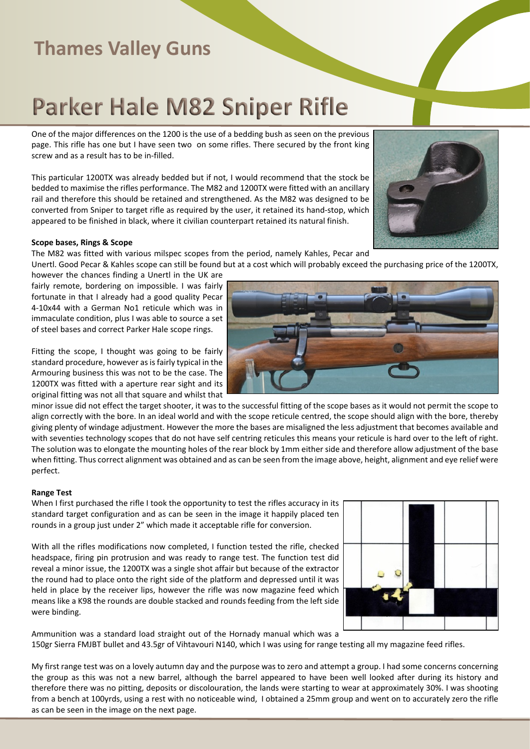# Parker Hale M82 Sniper Rifle

One of the major differences on the 1200 is the use of a bedding bush as seen on the previous page. This rifle has one but I have seen two on some rifles. There secured by the front king screw and as a result has to be in-filled.

This particular 1200TX was already bedded but if not, I would recommend that the stock be bedded to maximise the rifles performance. The M82 and 1200TX were fitted with an ancillary rail and therefore this should be retained and strengthened. As the M82 was designed to be converted from Sniper to target rifle as required by the user, it retained its hand-stop, which appeared to be finished in black, where it civilian counterpart retained its natural finish.

**Scope bases, Rings & Scope**

The M82 was fitted with various milspec scopes from the period, namely Kahles, Pecar and Unertl. Good Pecar & Kahles scope can still be found but at a cost which will probably exceed the purchasing price of the 1200TX, however the chances finding a Unertl in the UK are fairly remote, bordering on impossible. I was fairly fortunate in that I already had a good quality Pecar 4-10x44 with a German No1 reticule which was in immaculate condition, plus I was able to source a set of steel bases and correct Parker Hale scope rings.

Fitting the scope, I thought was going to be fairly standard procedure, however as is fairly typical in the Armouring business this was not to be the case. The 1200TX was fitted with a aperture rear sight and its original fitting was not all that square and whilst that minor issue did not effect the target shooter, it was to the successful fitting of the scope bases as it would not permit the scope to align correctly with the bore. In an ideal world and with the scope reticule centred, the scope should align with the bore, thereby giving plenty of windage adjustment. However the more the bases are misaligned the less adjustment that becomes available and with seventies technology scopes that do not have self centring reticules this means your reticule is hard over to the left of right. The solution was to elongate the mounting holes of the rear block by 1mm either side and therefore allow adjustment of the base when fitting. Thus correct alignment was obtained and as can be seen from the image above, height, alignment and eye relief were perfect.

**Range Test**

When I first purchased the rifle I took the opportunity to test the rifles accuracy in its standard target configuration and as can be seen in the image it happily placed ten rounds in a group just under 2" which made it acceptable rifle for conversion.

With all the rifles modifications now completed, I function tested the rifle, checked headspace, firing pin protrusion and was ready to range test. The function test did reveal a minor issue, the 1200TX was a single shot affair but because of the extractor the round had to place onto the right side of the platform and depressed until it was held in place by the receiver lips, however the rifle was now magazine feed which means like a K98 the rounds are double stacked and rounds feeding from the left side were binding.

Ammunition was a standard load straight out of the Hornady manual which was a 150gr Sierra FMJBT bullet and 43.5gr of Vihtavouri N140, which I was using for range testing all my magazine feed rifles.

My first range test was on a lovely autumn day and the purpose was to zero and attempt a group. I had some concerns concerning the group as this was not a new barrel, although the barrel appeared to have been well looked after during its history and therefore there was no pitting, deposits or discolouration, the lands were starting to wear at approximately 30%. I was shooting from a bench at 100yrds, using a rest with no noticeable wind, I obtained a 25mm group and went on to accurately zero the rifle as can be seen in the image on the next page.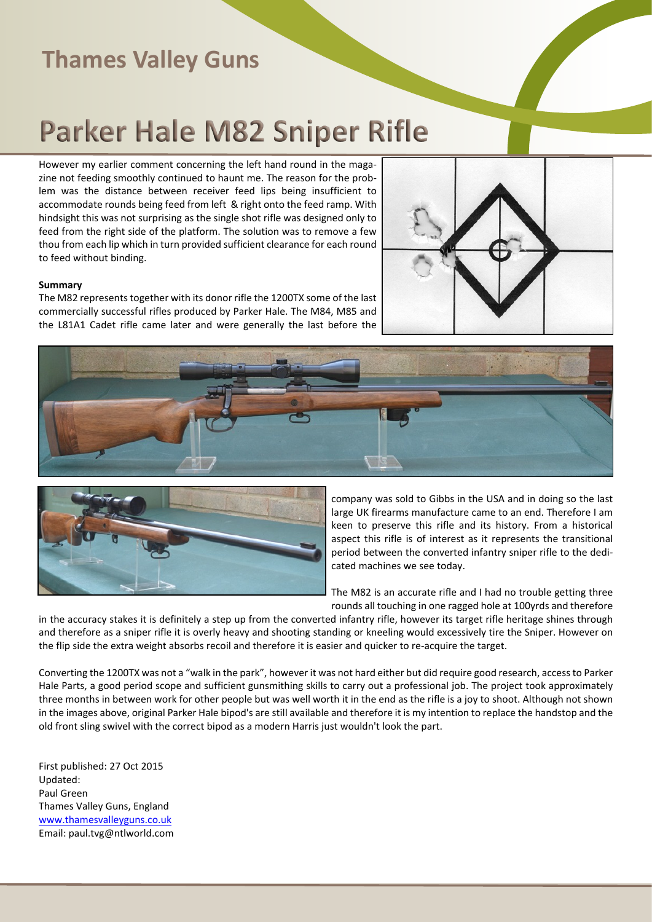# Parker Hale M82 Sniper Rifle

However my earlier comment concerning the left hand round in the magazine not feeding smoothly continued to haunt me. The reason for the problem was the distance between receiver feed lips being insufficient to accommodate rounds being feed from left & right onto the feed ramp. With hindsight this was not surprising as the single shot rifle was designed only to feed from the right side of the platform. The solution was to remove a few thou from each lip which in turn provided sufficient clearance for each round to feed without binding.

**Summary**

The M82 represents together with its donor rifle the 1200TX some of the last commercially successful rifles produced by Parker Hale. The M84, M85 and the L81A1 Cadet rifle came later and were generally the last before the company was sold to Gibbs in the USA and in doing so the last large UK firearms manufacture came to an end. Therefore I am keen to preserve this rifle and its history. From a historical aspect this rifle is of interest as it represents the transitional period between the converted infantry sniper rifle to the dedicated machines we see today.

The M82 is an accurate rifle and I had no trouble getting three rounds all touching in one ragged hole at 100yrds and therefore in the accuracy stakes it is definitely a step up from the converted infantry rifle, however its target rifle heritage shines through and therefore as a sniper rifle it is overly heavy and shooting standing or kneeling would excessively tire the Sniper. However on the flip side the extra weight absorbs recoil and therefore it is easier and quicker to re-acquire the target.

Converting the 1200TX was not a "walk in the park", however it was not hard either but did require good research, access to Parker Hale Parts, a good period scope and sufficient gunsmithing skills to carry out a professional job. The project took approximately three months in between work for other people but was well worth it in the end as the rifle is a joy to shoot. Although not shown in the images above, original Parker Hale bipod's are still available and therefore it is my intention to replace the handstop and the old front sling swivel with the correct bipod as a modern Harris just wouldn't look the part.

First published: 27 Oct 2015
Updated:
Paul Green
Thames Valley Guns, England
www.thamesvalleyguns.co.uk
Email: paul.tvg@ntlworld.com